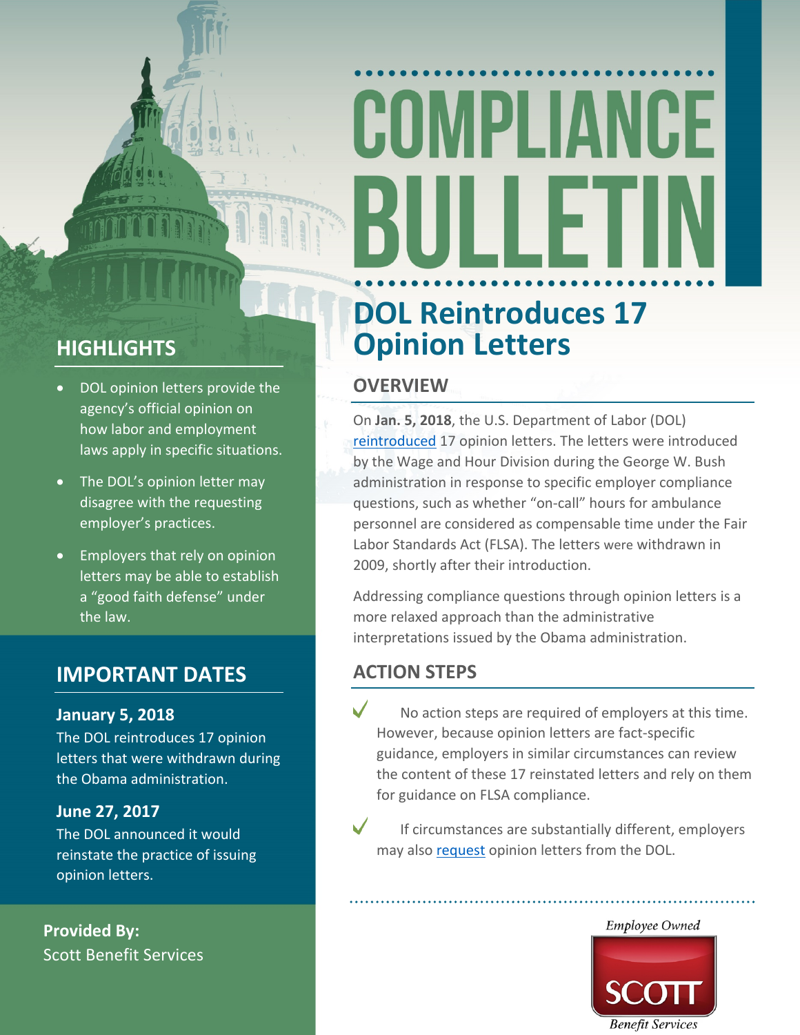# COMPLIANCE BULLETIN

## DOL Reintroduces 17 Opinion Letters

### OVERVIEW

On **Jan. 5, 2018**, the U.S. Department of Labor (DOL) reintroduced 17 opinion letters. The letters were introduced by the Wage and Hour Division during the George W. Bush administration in response to specific employer compliance questions, such as whether "on-call" hours for ambulance personnel are considered as compensable time under the Fair Labor Standards Act (FLSA). The letters were withdrawn in 2009, shortly after their introduction.

Addressing compliance questions through opinion letters is a more relaxed approach than the administrative interpretations issued by the Obama administration.

### ACTION STEPS

- ✓ No action steps are required of employers at this time. However, because opinion letters are fact-specific guidance, employers in similar circumstances can review the content of these 17 reinstated letters and rely on them for guidance on FLSA compliance.
- ✓ If circumstances are substantially different, employers may also request opinion letters from the DOL.

### HIGHLIGHTS

- DOL opinion letters provide the agency's official opinion on how labor and employment laws apply in specific situations.
- The DOL's opinion letter may disagree with the requesting employer's practices.
- Employers that rely on opinion letters may be able to establish a "good faith defense" under the law.

### IMPORTANT DATES

**January 5, 2018**
The DOL reintroduces 17 opinion letters that were withdrawn during the Obama administration.

**June 27, 2017**
The DOL announced it would reinstate the practice of issuing opinion letters.

**Provided By:**
Scott Benefit Services

*Employee Owned*
SCOTT
*Benefit Services*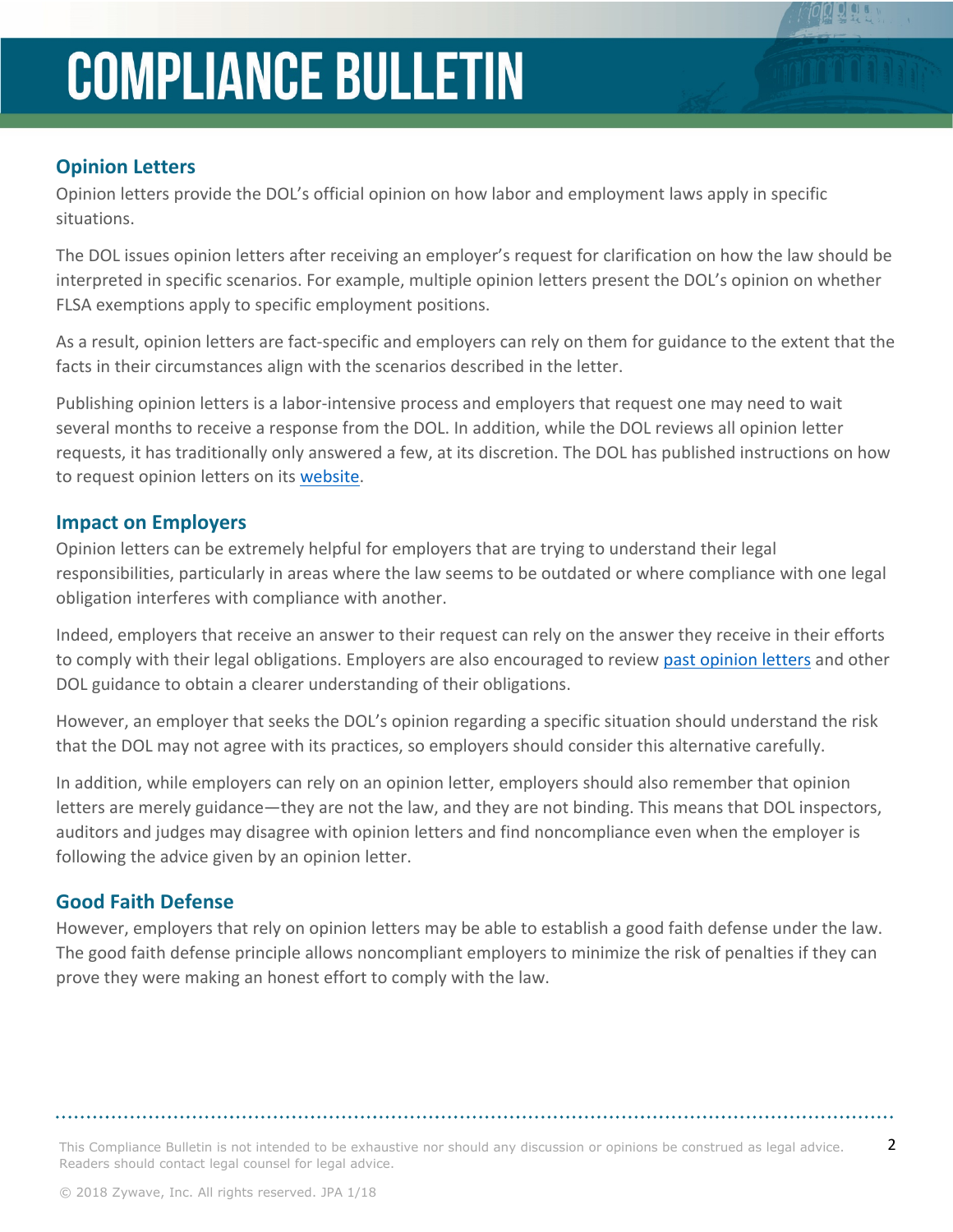## Opinion Letters

Opinion letters provide the DOL's official opinion on how labor and employment laws apply in specific situations.

The DOL issues opinion letters after receiving an employer's request for clarification on how the law should be interpreted in specific scenarios. For example, multiple opinion letters present the DOL's opinion on whether FLSA exemptions apply to specific employment positions.

As a result, opinion letters are fact-specific and employers can rely on them for guidance to the extent that the facts in their circumstances align with the scenarios described in the letter.

Publishing opinion letters is a labor-intensive process and employers that request one may need to wait several months to receive a response from the DOL. In addition, while the DOL reviews all opinion letter requests, it has traditionally only answered a few, at its discretion. The DOL has published instructions on how to request opinion letters on its website.

## Impact on Employers

Opinion letters can be extremely helpful for employers that are trying to understand their legal responsibilities, particularly in areas where the law seems to be outdated or where compliance with one legal obligation interferes with compliance with another.

Indeed, employers that receive an answer to their request can rely on the answer they receive in their efforts to comply with their legal obligations. Employers are also encouraged to review past opinion letters and other DOL guidance to obtain a clearer understanding of their obligations.

However, an employer that seeks the DOL's opinion regarding a specific situation should understand the risk that the DOL may not agree with its practices, so employers should consider this alternative carefully.

In addition, while employers can rely on an opinion letter, employers should also remember that opinion letters are merely guidance—they are not the law, and they are not binding. This means that DOL inspectors, auditors and judges may disagree with opinion letters and find noncompliance even when the employer is following the advice given by an opinion letter.

## Good Faith Defense

However, employers that rely on opinion letters may be able to establish a good faith defense under the law. The good faith defense principle allows noncompliant employers to minimize the risk of penalties if they can prove they were making an honest effort to comply with the law.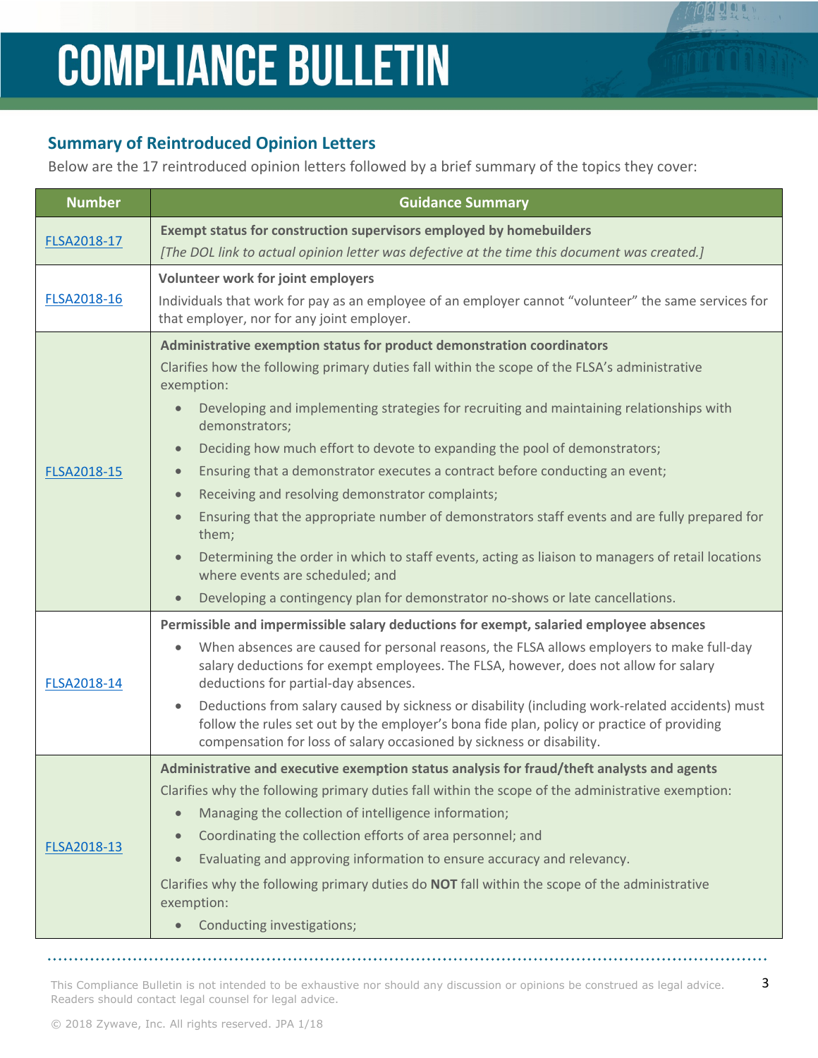## Summary of Reintroduced Opinion Letters

Below are the 17 reintroduced opinion letters followed by a brief summary of the topics they cover:

| Number | Guidance Summary |
|---|---|
| FLSA2018-17 | **Exempt status for construction supervisors employed by homebuilders**<br>*[The DOL link to actual opinion letter was defective at the time this document was created.]* |
| FLSA2018-16 | **Volunteer work for joint employers**<br>Individuals that work for pay as an employee of an employer cannot "volunteer" the same services for that employer, nor for any joint employer. |
| FLSA2018-15 | **Administrative exemption status for product demonstration coordinators**<br>Clarifies how the following primary duties fall within the scope of the FLSA's administrative exemption:<br>• Developing and implementing strategies for recruiting and maintaining relationships with demonstrators;<br>• Deciding how much effort to devote to expanding the pool of demonstrators;<br>• Ensuring that a demonstrator executes a contract before conducting an event;<br>• Receiving and resolving demonstrator complaints;<br>• Ensuring that the appropriate number of demonstrators staff events and are fully prepared for them;<br>• Determining the order in which to staff events, acting as liaison to managers of retail locations where events are scheduled; and<br>• Developing a contingency plan for demonstrator no-shows or late cancellations. |
| FLSA2018-14 | **Permissible and impermissible salary deductions for exempt, salaried employee absences**<br>• When absences are caused for personal reasons, the FLSA allows employers to make full-day salary deductions for exempt employees. The FLSA, however, does not allow for salary deductions for partial-day absences.<br>• Deductions from salary caused by sickness or disability (including work-related accidents) must follow the rules set out by the employer's bona fide plan, policy or practice of providing compensation for loss of salary occasioned by sickness or disability. |
| FLSA2018-13 | **Administrative and executive exemption status analysis for fraud/theft analysts and agents**<br>Clarifies why the following primary duties fall within the scope of the administrative exemption:<br>• Managing the collection of intelligence information;<br>• Coordinating the collection efforts of area personnel; and<br>• Evaluating and approving information to ensure accuracy and relevancy.<br>Clarifies why the following primary duties do **NOT** fall within the scope of the administrative exemption:<br>• Conducting investigations; |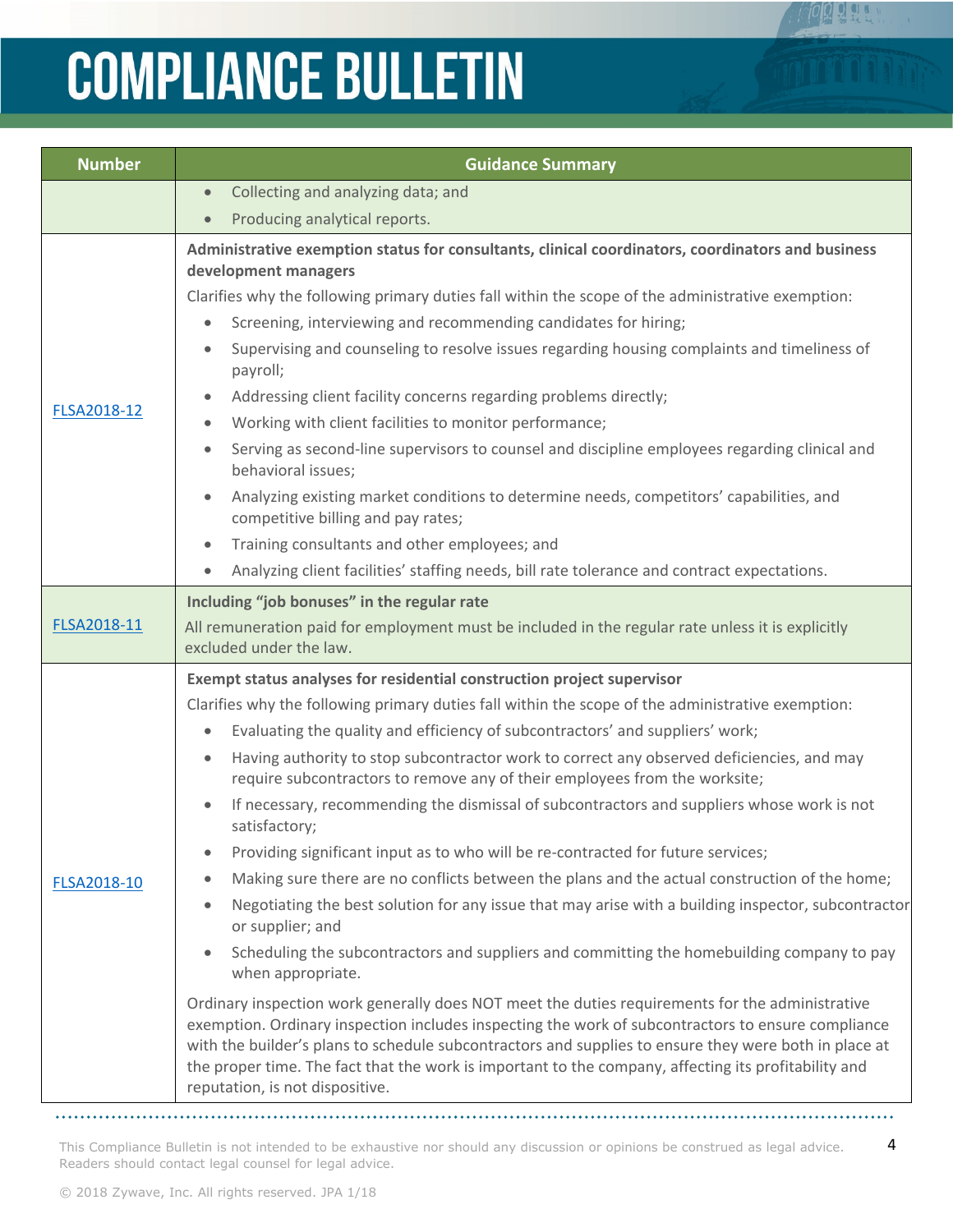# COMPLIANCE BULLETIN

| Number | Guidance Summary |
|---|---|
| | • Collecting and analyzing data; and<br>• Producing analytical reports. |
| FLSA2018-12 | **Administrative exemption status for consultants, clinical coordinators, coordinators and business development managers**<br>Clarifies why the following primary duties fall within the scope of the administrative exemption:<br>• Screening, interviewing and recommending candidates for hiring;<br>• Supervising and counseling to resolve issues regarding housing complaints and timeliness of payroll;<br>• Addressing client facility concerns regarding problems directly;<br>• Working with client facilities to monitor performance;<br>• Serving as second-line supervisors to counsel and discipline employees regarding clinical and behavioral issues;<br>• Analyzing existing market conditions to determine needs, competitors' capabilities, and competitive billing and pay rates;<br>• Training consultants and other employees; and<br>• Analyzing client facilities' staffing needs, bill rate tolerance and contract expectations. |
| FLSA2018-11 | **Including "job bonuses" in the regular rate**<br>All remuneration paid for employment must be included in the regular rate unless it is explicitly excluded under the law. |
| FLSA2018-10 | **Exempt status analyses for residential construction project supervisor**<br>Clarifies why the following primary duties fall within the scope of the administrative exemption:<br>• Evaluating the quality and efficiency of subcontractors' and suppliers' work;<br>• Having authority to stop subcontractor work to correct any observed deficiencies, and may require subcontractors to remove any of their employees from the worksite;<br>• If necessary, recommending the dismissal of subcontractors and suppliers whose work is not satisfactory;<br>• Providing significant input as to who will be re-contracted for future services;<br>• Making sure there are no conflicts between the plans and the actual construction of the home;<br>• Negotiating the best solution for any issue that may arise with a building inspector, subcontractor or supplier; and<br>• Scheduling the subcontractors and suppliers and committing the homebuilding company to pay when appropriate.<br><br>Ordinary inspection work generally does NOT meet the duties requirements for the administrative exemption. Ordinary inspection includes inspecting the work of subcontractors to ensure compliance with the builder's plans to schedule subcontractors and supplies to ensure they were both in place at the proper time. The fact that the work is important to the company, affecting its profitability and reputation, is not dispositive. |

This Compliance Bulletin is not intended to be exhaustive nor should any discussion or opinions be construed as legal advice. Readers should contact legal counsel for legal advice.

© 2018 Zywave, Inc. All rights reserved. JPA 1/18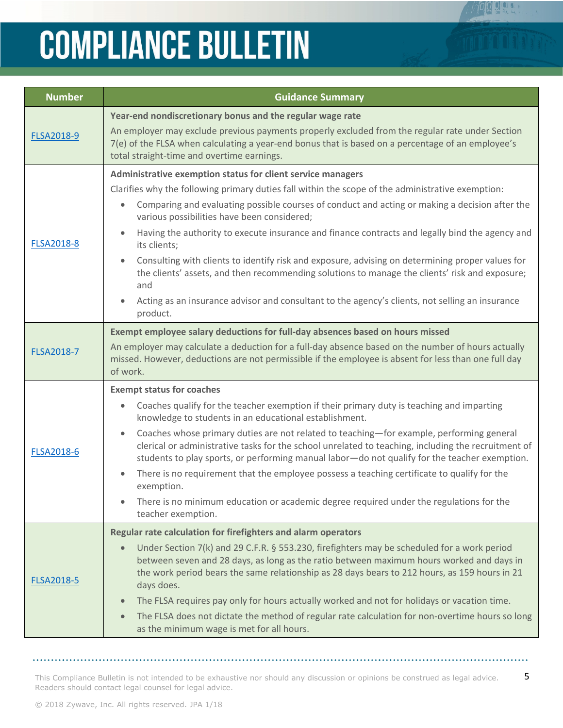| Number | Guidance Summary |
|---|---|
| FLSA2018-9 | **Year-end nondiscretionary bonus and the regular wage rate**<br>An employer may exclude previous payments properly excluded from the regular rate under Section 7(e) of the FLSA when calculating a year-end bonus that is based on a percentage of an employee's total straight-time and overtime earnings. |
| FLSA2018-8 | **Administrative exemption status for client service managers**<br>Clarifies why the following primary duties fall within the scope of the administrative exemption:<br>• Comparing and evaluating possible courses of conduct and acting or making a decision after the various possibilities have been considered;<br>• Having the authority to execute insurance and finance contracts and legally bind the agency and its clients;<br>• Consulting with clients to identify risk and exposure, advising on determining proper values for the clients' assets, and then recommending solutions to manage the clients' risk and exposure; and<br>• Acting as an insurance advisor and consultant to the agency's clients, not selling an insurance product. |
| FLSA2018-7 | **Exempt employee salary deductions for full-day absences based on hours missed**<br>An employer may calculate a deduction for a full-day absence based on the number of hours actually missed. However, deductions are not permissible if the employee is absent for less than one full day of work. |
| FLSA2018-6 | **Exempt status for coaches**<br>• Coaches qualify for the teacher exemption if their primary duty is teaching and imparting knowledge to students in an educational establishment.<br>• Coaches whose primary duties are not related to teaching—for example, performing general clerical or administrative tasks for the school unrelated to teaching, including the recruitment of students to play sports, or performing manual labor—do not qualify for the teacher exemption.<br>• There is no requirement that the employee possess a teaching certificate to qualify for the exemption.<br>• There is no minimum education or academic degree required under the regulations for the teacher exemption. |
| FLSA2018-5 | **Regular rate calculation for firefighters and alarm operators**<br>• Under Section 7(k) and 29 C.F.R. § 553.230, firefighters may be scheduled for a work period between seven and 28 days, as long as the ratio between maximum hours worked and days in the work period bears the same relationship as 28 days bears to 212 hours, as 159 hours in 21 days does.<br>• The FLSA requires pay only for hours actually worked and not for holidays or vacation time.<br>• The FLSA does not dictate the method of regular rate calculation for non-overtime hours so long as the minimum wage is met for all hours. |

This Compliance Bulletin is not intended to be exhaustive nor should any discussion or opinions be construed as legal advice. Readers should contact legal counsel for legal advice.

© 2018 Zywave, Inc. All rights reserved. JPA 1/18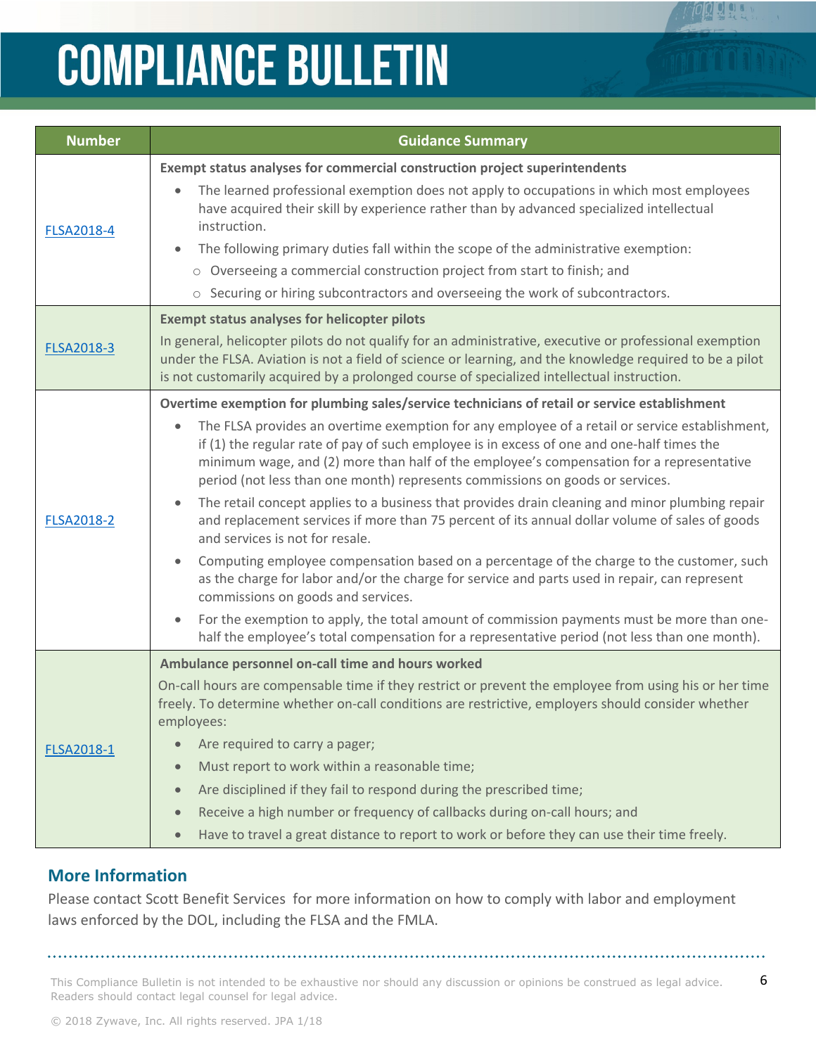# COMPLIANCE BULLETIN

| Number | Guidance Summary |
|---|---|
| FLSA2018-4 | **Exempt status analyses for commercial construction project superintendents**<br>• The learned professional exemption does not apply to occupations in which most employees have acquired their skill by experience rather than by advanced specialized intellectual instruction.<br>• The following primary duties fall within the scope of the administrative exemption:<br>  ○ Overseeing a commercial construction project from start to finish; and<br>  ○ Securing or hiring subcontractors and overseeing the work of subcontractors. |
| FLSA2018-3 | **Exempt status analyses for helicopter pilots**<br>In general, helicopter pilots do not qualify for an administrative, executive or professional exemption under the FLSA. Aviation is not a field of science or learning, and the knowledge required to be a pilot is not customarily acquired by a prolonged course of specialized intellectual instruction. |
| FLSA2018-2 | **Overtime exemption for plumbing sales/service technicians of retail or service establishment**<br>• The FLSA provides an overtime exemption for any employee of a retail or service establishment, if (1) the regular rate of pay of such employee is in excess of one and one-half times the minimum wage, and (2) more than half of the employee's compensation for a representative period (not less than one month) represents commissions on goods or services.<br>• The retail concept applies to a business that provides drain cleaning and minor plumbing repair and replacement services if more than 75 percent of its annual dollar volume of sales of goods and services is not for resale.<br>• Computing employee compensation based on a percentage of the charge to the customer, such as the charge for labor and/or the charge for service and parts used in repair, can represent commissions on goods and services.<br>• For the exemption to apply, the total amount of commission payments must be more than one-half the employee's total compensation for a representative period (not less than one month). |
| FLSA2018-1 | **Ambulance personnel on-call time and hours worked**<br>On-call hours are compensable time if they restrict or prevent the employee from using his or her time freely. To determine whether on-call conditions are restrictive, employers should consider whether employees:<br>• Are required to carry a pager;<br>• Must report to work within a reasonable time;<br>• Are disciplined if they fail to respond during the prescribed time;<br>• Receive a high number or frequency of callbacks during on-call hours; and<br>• Have to travel a great distance to report to work or before they can use their time freely. |

## More Information

Please contact Scott Benefit Services for more information on how to comply with labor and employment laws enforced by the DOL, including the FLSA and the FMLA.

This Compliance Bulletin is not intended to be exhaustive nor should any discussion or opinions be construed as legal advice. Readers should contact legal counsel for legal advice.

© 2018 Zywave, Inc. All rights reserved. JPA 1/18